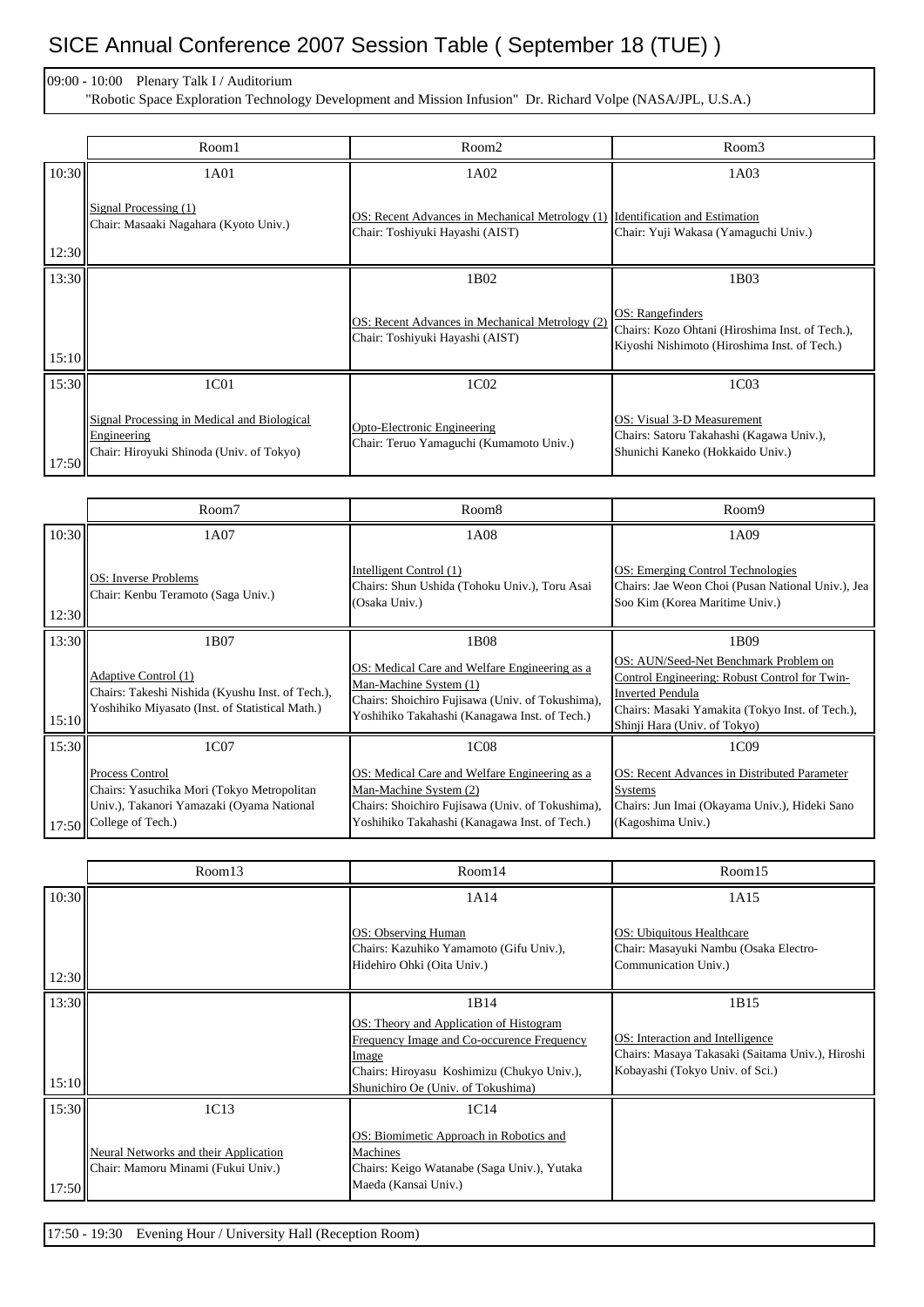# SICE Annual Conference 2007 Session Table ( September 18 (TUE) )

09:00 - 10:00 Plenary Talk I / Auditorium
"Robotic Space Exploration Technology Development and Mission Infusion" Dr. Richard Volpe (NASA/JPL, U.S.A.)

| | Room1 | Room2 | Room3 |
|---|---|---|---|
| 10:30–12:30 | 1A01<br>Signal Processing (1)<br>Chair: Masaaki Nagahara (Kyoto Univ.) | 1A02<br>OS: Recent Advances in Mechanical Metrology (1)<br>Chair: Toshiyuki Hayashi (AIST) | 1A03<br>Identification and Estimation<br>Chair: Yuji Wakasa (Yamaguchi Univ.) |
| 13:30–15:10 | | 1B02<br>OS: Recent Advances in Mechanical Metrology (2)<br>Chair: Toshiyuki Hayashi (AIST) | 1B03<br>OS: Rangefinders<br>Chairs: Kozo Ohtani (Hiroshima Inst. of Tech.), Kiyoshi Nishimoto (Hiroshima Inst. of Tech.) |
| 15:30–17:50 | 1C01<br>Signal Processing in Medical and Biological Engineering<br>Chair: Hiroyuki Shinoda (Univ. of Tokyo) | 1C02<br>Opto-Electronic Engineering<br>Chair: Teruo Yamaguchi (Kumamoto Univ.) | 1C03<br>OS: Visual 3-D Measurement<br>Chairs: Satoru Takahashi (Kagawa Univ.), Shunichi Kaneko (Hokkaido Univ.) |

| | Room7 | Room8 | Room9 |
|---|---|---|---|
| 10:30–12:30 | 1A07<br>OS: Inverse Problems<br>Chair: Kenbu Teramoto (Saga Univ.) | 1A08<br>Intelligent Control (1)<br>Chairs: Shun Ushida (Tohoku Univ.), Toru Asai (Osaka Univ.) | 1A09<br>OS: Emerging Control Technologies<br>Chairs: Jae Weon Choi (Pusan National Univ.), Jea Soo Kim (Korea Maritime Univ.) |
| 13:30–15:10 | 1B07<br>Adaptive Control (1)<br>Chairs: Takeshi Nishida (Kyushu Inst. of Tech.), Yoshihiko Miyasato (Inst. of Statistical Math.) | 1B08<br>OS: Medical Care and Welfare Engineering as a Man-Machine System (1)<br>Chairs: Shoichiro Fujisawa (Univ. of Tokushima), Yoshihiko Takahashi (Kanagawa Inst. of Tech.) | 1B09<br>OS: AUN/Seed-Net Benchmark Problem on Control Engineering: Robust Control for Twin-Inverted Pendula<br>Chairs: Masaki Yamakita (Tokyo Inst. of Tech.), Shinji Hara (Univ. of Tokyo) |
| 15:30–17:50 | 1C07<br>Process Control<br>Chairs: Yasuchika Mori (Tokyo Metropolitan Univ.), Takanori Yamazaki (Oyama National College of Tech.) | 1C08<br>OS: Medical Care and Welfare Engineering as a Man-Machine System (2)<br>Chairs: Shoichiro Fujisawa (Univ. of Tokushima), Yoshihiko Takahashi (Kanagawa Inst. of Tech.) | 1C09<br>OS: Recent Advances in Distributed Parameter Systems<br>Chairs: Jun Imai (Okayama Univ.), Hideki Sano (Kagoshima Univ.) |

| | Room13 | Room14 | Room15 |
|---|---|---|---|
| 10:30–12:30 | | 1A14<br>OS: Observing Human<br>Chairs: Kazuhiko Yamamoto (Gifu Univ.), Hidehiro Ohki (Oita Univ.) | 1A15<br>OS: Ubiquitous Healthcare<br>Chair: Masayuki Nambu (Osaka Electro-Communication Univ.) |
| 13:30–15:10 | | 1B14<br>OS: Theory and Application of Histogram Frequency Image and Co-occurence Frequency Image<br>Chairs: Hiroyasu Koshimizu (Chukyo Univ.), Shunichiro Oe (Univ. of Tokushima) | 1B15<br>OS: Interaction and Intelligence<br>Chairs: Masaya Takasaki (Saitama Univ.), Hiroshi Kobayashi (Tokyo Univ. of Sci.) |
| 15:30–17:50 | 1C13<br>Neural Networks and their Application<br>Chair: Mamoru Minami (Fukui Univ.) | 1C14<br>OS: Biomimetic Approach in Robotics and Machines<br>Chairs: Keigo Watanabe (Saga Univ.), Yutaka Maeda (Kansai Univ.) | |

17:50 - 19:30 Evening Hour / University Hall (Reception Room)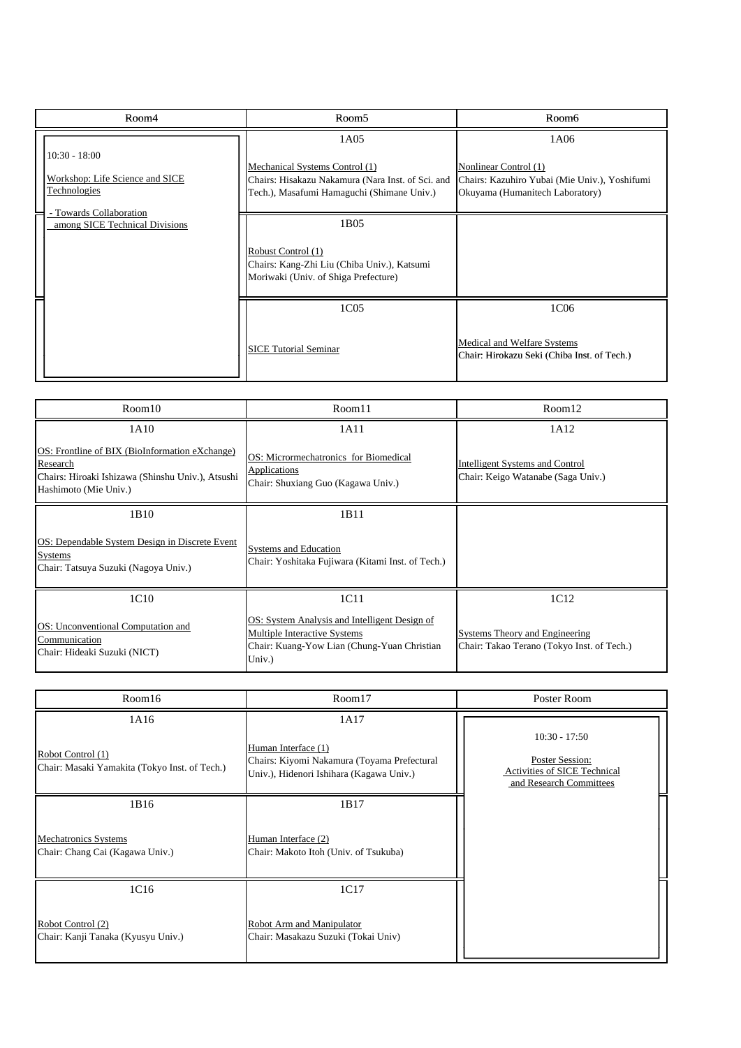| Room4 | Room5 | Room6 |
| --- | --- | --- |
| 10:30 - 18:00<br><br>Workshop: Life Science and SICE Technologies<br>- Towards Collaboration among SICE Technical Divisions | 1A05<br><br>Mechanical Systems Control (1)<br>Chairs: Hisakazu Nakamura (Nara Inst. of Sci. and Tech.), Masafumi Hamaguchi (Shimane Univ.) | 1A06<br><br>Nonlinear Control (1)<br>Chairs: Kazuhiro Yubai (Mie Univ.), Yoshifumi Okuyama (Humanitech Laboratory) |
| | 1B05<br><br>Robust Control (1)<br>Chairs: Kang-Zhi Liu (Chiba Univ.), Katsumi Moriwaki (Univ. of Shiga Prefecture) | |
| | 1C05<br><br>SICE Tutorial Seminar | 1C06<br><br>Medical and Welfare Systems<br>Chair: Hirokazu Seki (Chiba Inst. of Tech.) |

| Room10 | Room11 | Room12 |
| --- | --- | --- |
| 1A10<br><br>OS: Frontline of BIX (BioInformation eXchange) Research<br>Chairs: Hiroaki Ishizawa (Shinshu Univ.), Atsushi Hashimoto (Mie Univ.) | 1A11<br><br>OS: Micrormechatronics for Biomedical Applications<br>Chair: Shuxiang Guo (Kagawa Univ.) | 1A12<br><br>Intelligent Systems and Control<br>Chair: Keigo Watanabe (Saga Univ.) |
| 1B10<br><br>OS: Dependable System Design in Discrete Event Systems<br>Chair: Tatsuya Suzuki (Nagoya Univ.) | 1B11<br><br>Systems and Education<br>Chair: Yoshitaka Fujiwara (Kitami Inst. of Tech.) | |
| 1C10<br><br>OS: Unconventional Computation and Communication<br>Chair: Hideaki Suzuki (NICT) | 1C11<br><br>OS: System Analysis and Intelligent Design of Multiple Interactive Systems<br>Chair: Kuang-Yow Lian (Chung-Yuan Christian Univ.) | 1C12<br><br>Systems Theory and Engineering<br>Chair: Takao Terano (Tokyo Inst. of Tech.) |

| Room16 | Room17 | Poster Room |
| --- | --- | --- |
| 1A16<br><br>Robot Control (1)<br>Chair: Masaki Yamakita (Tokyo Inst. of Tech.) | 1A17<br><br>Human Interface (1)<br>Chairs: Kiyomi Nakamura (Toyama Prefectural Univ.), Hidenori Ishihara (Kagawa Univ.) | 10:30 - 17:50<br><br>Poster Session:<br>Activities of SICE Technical and Research Committees |
| 1B16<br><br>Mechatronics Systems<br>Chair: Chang Cai (Kagawa Univ.) | 1B17<br><br>Human Interface (2)<br>Chair: Makoto Itoh (Univ. of Tsukuba) | |
| 1C16<br><br>Robot Control (2)<br>Chair: Kanji Tanaka (Kyusyu Univ.) | 1C17<br><br>Robot Arm and Manipulator<br>Chair: Masakazu Suzuki (Tokai Univ) | |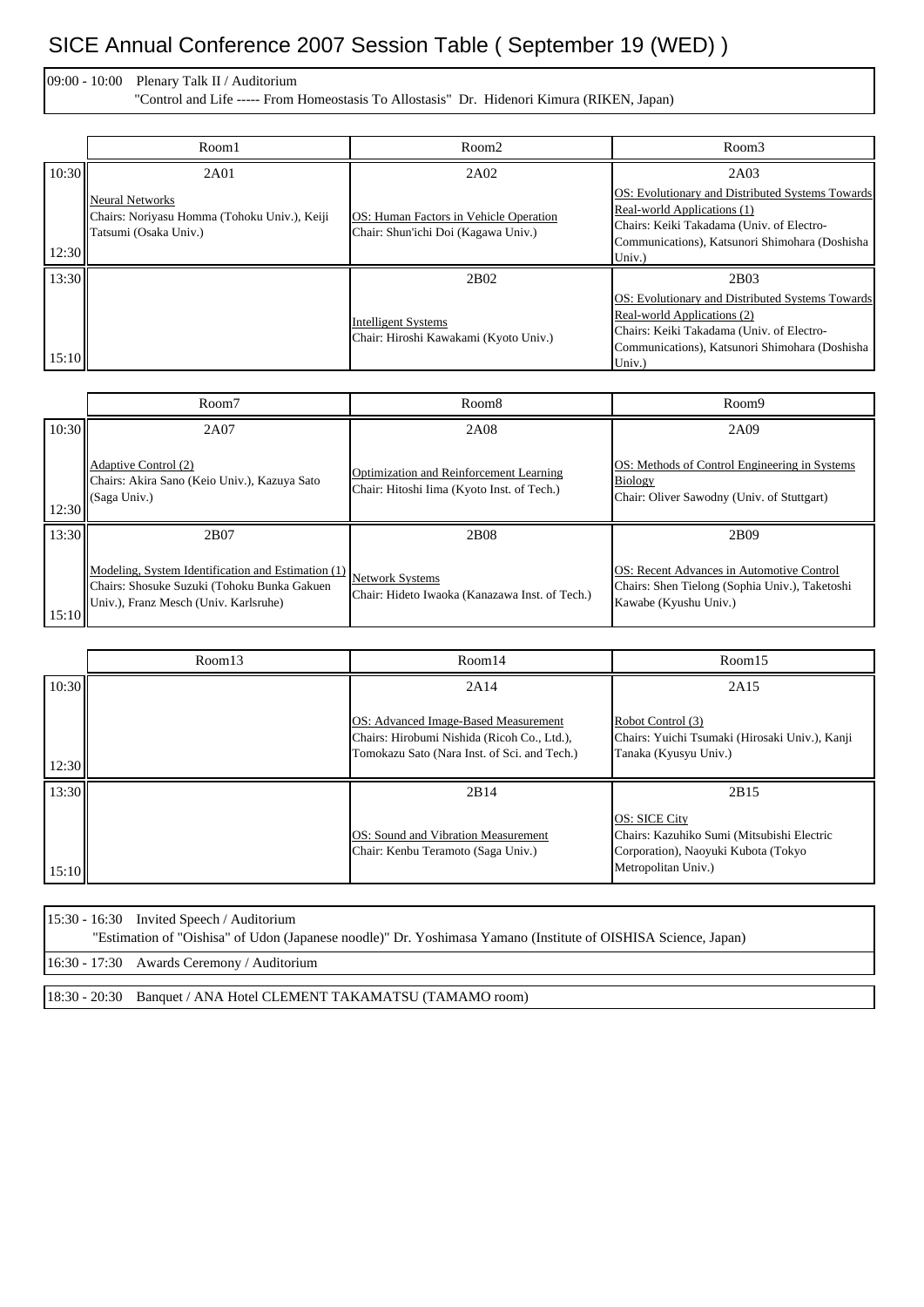# SICE Annual Conference 2007 Session Table ( September 19 (WED) )

09:00 - 10:00 Plenary Talk II / Auditorium
"Control and Life ----- From Homeostasis To Allostasis" Dr. Hidenori Kimura (RIKEN, Japan)

| | Room1 | Room2 | Room3 |
|---|---|---|---|
| 10:30 - 12:30 | 2A01<br>Neural Networks<br>Chairs: Noriyasu Homma (Tohoku Univ.), Keiji Tatsumi (Osaka Univ.) | 2A02<br>OS: Human Factors in Vehicle Operation<br>Chair: Shun'ichi Doi (Kagawa Univ.) | 2A03<br>OS: Evolutionary and Distributed Systems Towards Real-world Applications (1)<br>Chairs: Keiki Takadama (Univ. of Electro-Communications), Katsunori Shimohara (Doshisha Univ.) |
| 13:30 - 15:10 | | 2B02<br>Intelligent Systems<br>Chair: Hiroshi Kawakami (Kyoto Univ.) | 2B03<br>OS: Evolutionary and Distributed Systems Towards Real-world Applications (2)<br>Chairs: Keiki Takadama (Univ. of Electro-Communications), Katsunori Shimohara (Doshisha Univ.) |

| | Room7 | Room8 | Room9 |
|---|---|---|---|
| 10:30 - 12:30 | 2A07<br>Adaptive Control (2)<br>Chairs: Akira Sano (Keio Univ.), Kazuya Sato (Saga Univ.) | 2A08<br>Optimization and Reinforcement Learning<br>Chair: Hitoshi Iima (Kyoto Inst. of Tech.) | 2A09<br>OS: Methods of Control Engineering in Systems Biology<br>Chair: Oliver Sawodny (Univ. of Stuttgart) |
| 13:30 - 15:10 | 2B07<br>Modeling, System Identification and Estimation (1)<br>Chairs: Shosuke Suzuki (Tohoku Bunka Gakuen Univ.), Franz Mesch (Univ. Karlsruhe) | 2B08<br>Network Systems<br>Chair: Hideto Iwaoka (Kanazawa Inst. of Tech.) | 2B09<br>OS: Recent Advances in Automotive Control<br>Chairs: Shen Tielong (Sophia Univ.), Taketoshi Kawabe (Kyushu Univ.) |

| | Room13 | Room14 | Room15 |
|---|---|---|---|
| 10:30 - 12:30 | | 2A14<br>OS: Advanced Image-Based Measurement<br>Chairs: Hirobumi Nishida (Ricoh Co., Ltd.), Tomokazu Sato (Nara Inst. of Sci. and Tech.) | 2A15<br>Robot Control (3)<br>Chairs: Yuichi Tsumaki (Hirosaki Univ.), Kanji Tanaka (Kyusyu Univ.) |
| 13:30 - 15:10 | | 2B14<br>OS: Sound and Vibration Measurement<br>Chair: Kenbu Teramoto (Saga Univ.) | 2B15<br>OS: SICE City<br>Chairs: Kazuhiko Sumi (Mitsubishi Electric Corporation), Naoyuki Kubota (Tokyo Metropolitan Univ.) |

15:30 - 16:30 Invited Speech / Auditorium
"Estimation of "Oishisa" of Udon (Japanese noodle)" Dr. Yoshimasa Yamano (Institute of OISHISA Science, Japan)

16:30 - 17:30 Awards Ceremony / Auditorium

18:30 - 20:30 Banquet / ANA Hotel CLEMENT TAKAMATSU (TAMAMO room)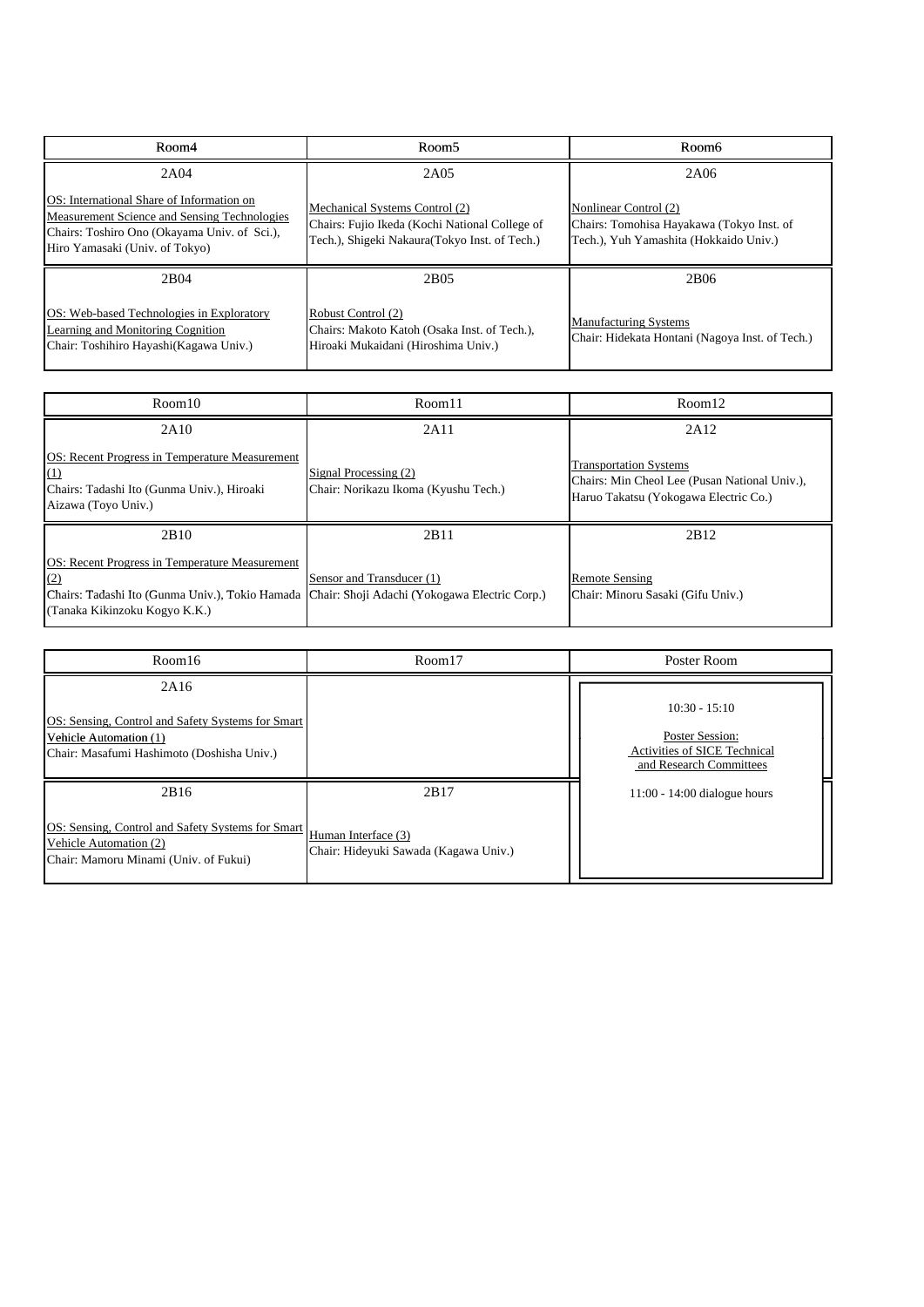| Room4 | Room5 | Room6 |
| --- | --- | --- |
| 2A04 | 2A05 | 2A06 |
| OS: International Share of Information on Measurement Science and Sensing Technologies<br>Chairs: Toshiro Ono (Okayama Univ. of Sci.), Hiro Yamasaki (Univ. of Tokyo) | Mechanical Systems Control (2)<br>Chairs: Fujio Ikeda (Kochi National College of Tech.), Shigeki Nakaura(Tokyo Inst. of Tech.) | Nonlinear Control (2)<br>Chairs: Tomohisa Hayakawa (Tokyo Inst. of Tech.), Yuh Yamashita (Hokkaido Univ.) |
| 2B04 | 2B05 | 2B06 |
| OS: Web-based Technologies in Exploratory Learning and Monitoring Cognition<br>Chair: Toshihiro Hayashi(Kagawa Univ.) | Robust Control (2)<br>Chairs: Makoto Katoh (Osaka Inst. of Tech.), Hiroaki Mukaidani (Hiroshima Univ.) | Manufacturing Systems<br>Chair: Hidekata Hontani (Nagoya Inst. of Tech.) |

| Room10 | Room11 | Room12 |
| --- | --- | --- |
| 2A10 | 2A11 | 2A12 |
| OS: Recent Progress in Temperature Measurement (1)<br>Chairs: Tadashi Ito (Gunma Univ.), Hiroaki Aizawa (Toyo Univ.) | Signal Processing (2)<br>Chair: Norikazu Ikoma (Kyushu Tech.) | Transportation Systems<br>Chairs: Min Cheol Lee (Pusan National Univ.), Haruo Takatsu (Yokogawa Electric Co.) |
| 2B10 | 2B11 | 2B12 |
| OS: Recent Progress in Temperature Measurement (2)<br>Chairs: Tadashi Ito (Gunma Univ.), Tokio Hamada (Tanaka Kikinzoku Kogyo K.K.) | Sensor and Transducer (1)<br>Chair: Shoji Adachi (Yokogawa Electric Corp.) | Remote Sensing<br>Chair: Minoru Sasaki (Gifu Univ.) |

| Room16 | Room17 | Poster Room |
| --- | --- | --- |
| 2A16 | | 10:30 - 15:10 |
| OS: Sensing, Control and Safety Systems for Smart Vehicle Automation (1)<br>Chair: Masafumi Hashimoto (Doshisha Univ.) | | Poster Session:<br>Activities of SICE Technical and Research Committees |
| 2B16 | 2B17 | 11:00 - 14:00 dialogue hours |
| OS: Sensing, Control and Safety Systems for Smart Vehicle Automation (2)<br>Chair: Mamoru Minami (Univ. of Fukui) | Human Interface (3)<br>Chair: Hideyuki Sawada (Kagawa Univ.) | |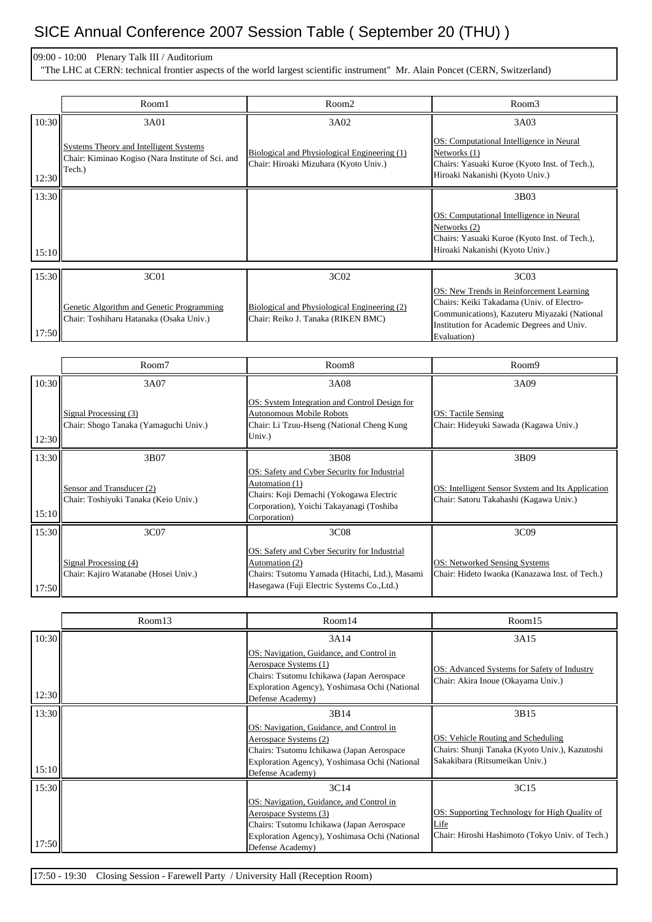# SICE Annual Conference 2007 Session Table ( September 20 (THU) )

09:00 - 10:00 Plenary Talk III / Auditorium
"The LHC at CERN: technical frontier aspects of the world largest scientific instrument" Mr. Alain Poncet (CERN, Switzerland)

| | Room1 | Room2 | Room3 |
|---|---|---|---|
| 10:30–12:30 | 3A01<br>Systems Theory and Intelligent Systems<br>Chair: Kiminao Kogiso (Nara Institute of Sci. and Tech.) | 3A02<br>Biological and Physiological Engineering (1)<br>Chair: Hiroaki Mizuhara (Kyoto Univ.) | 3A03<br>OS: Computational Intelligence in Neural Networks (1)<br>Chairs: Yasuaki Kuroe (Kyoto Inst. of Tech.), Hiroaki Nakanishi (Kyoto Univ.) |
| 13:30–15:10 | | | 3B03<br>OS: Computational Intelligence in Neural Networks (2)<br>Chairs: Yasuaki Kuroe (Kyoto Inst. of Tech.), Hiroaki Nakanishi (Kyoto Univ.) |
| 15:30–17:50 | 3C01<br>Genetic Algorithm and Genetic Programming<br>Chair: Toshiharu Hatanaka (Osaka Univ.) | 3C02<br>Biological and Physiological Engineering (2)<br>Chair: Reiko J. Tanaka (RIKEN BMC) | 3C03<br>OS: New Trends in Reinforcement Learning<br>Chairs: Keiki Takadama (Univ. of Electro-Communications), Kazuteru Miyazaki (National Institution for Academic Degrees and Univ. Evaluation) |

| | Room7 | Room8 | Room9 |
|---|---|---|---|
| 10:30–12:30 | 3A07<br>Signal Processing (3)<br>Chair: Shogo Tanaka (Yamaguchi Univ.) | 3A08<br>OS: System Integration and Control Design for Autonomous Mobile Robots<br>Chair: Li Tzuu-Hseng (National Cheng Kung Univ.) | 3A09<br>OS: Tactile Sensing<br>Chair: Hideyuki Sawada (Kagawa Univ.) |
| 13:30–15:10 | 3B07<br>Sensor and Transducer (2)<br>Chair: Toshiyuki Tanaka (Keio Univ.) | 3B08<br>OS: Safety and Cyber Security for Industrial Automation (1)<br>Chairs: Koji Demachi (Yokogawa Electric Corporation), Yoichi Takayanagi (Toshiba Corporation) | 3B09<br>OS: Intelligent Sensor System and Its Application<br>Chair: Satoru Takahashi (Kagawa Univ.) |
| 15:30–17:50 | 3C07<br>Signal Processing (4)<br>Chair: Kajiro Watanabe (Hosei Univ.) | 3C08<br>OS: Safety and Cyber Security for Industrial Automation (2)<br>Chairs: Tsutomu Yamada (Hitachi, Ltd.), Masami Hasegawa (Fuji Electric Systems Co.,Ltd.) | 3C09<br>OS: Networked Sensing Systems<br>Chair: Hideto Iwaoka (Kanazawa Inst. of Tech.) |

| | Room13 | Room14 | Room15 |
|---|---|---|---|
| 10:30–12:30 | | 3A14<br>OS: Navigation, Guidance, and Control in Aerospace Systems (1)<br>Chairs: Tsutomu Ichikawa (Japan Aerospace Exploration Agency), Yoshimasa Ochi (National Defense Academy) | 3A15<br>OS: Advanced Systems for Safety of Industry<br>Chair: Akira Inoue (Okayama Univ.) |
| 13:30–15:10 | | 3B14<br>OS: Navigation, Guidance, and Control in Aerospace Systems (2)<br>Chairs: Tsutomu Ichikawa (Japan Aerospace Exploration Agency), Yoshimasa Ochi (National Defense Academy) | 3B15<br>OS: Vehicle Routing and Scheduling<br>Chairs: Shunji Tanaka (Kyoto Univ.), Kazutoshi Sakakibara (Ritsumeikan Univ.) |
| 15:30–17:50 | | 3C14<br>OS: Navigation, Guidance, and Control in Aerospace Systems (3)<br>Chairs: Tsutomu Ichikawa (Japan Aerospace Exploration Agency), Yoshimasa Ochi (National Defense Academy) | 3C15<br>OS: Supporting Technology for High Quality of Life<br>Chair: Hiroshi Hashimoto (Tokyo Univ. of Tech.) |

17:50 - 19:30 Closing Session - Farewell Party / University Hall (Reception Room)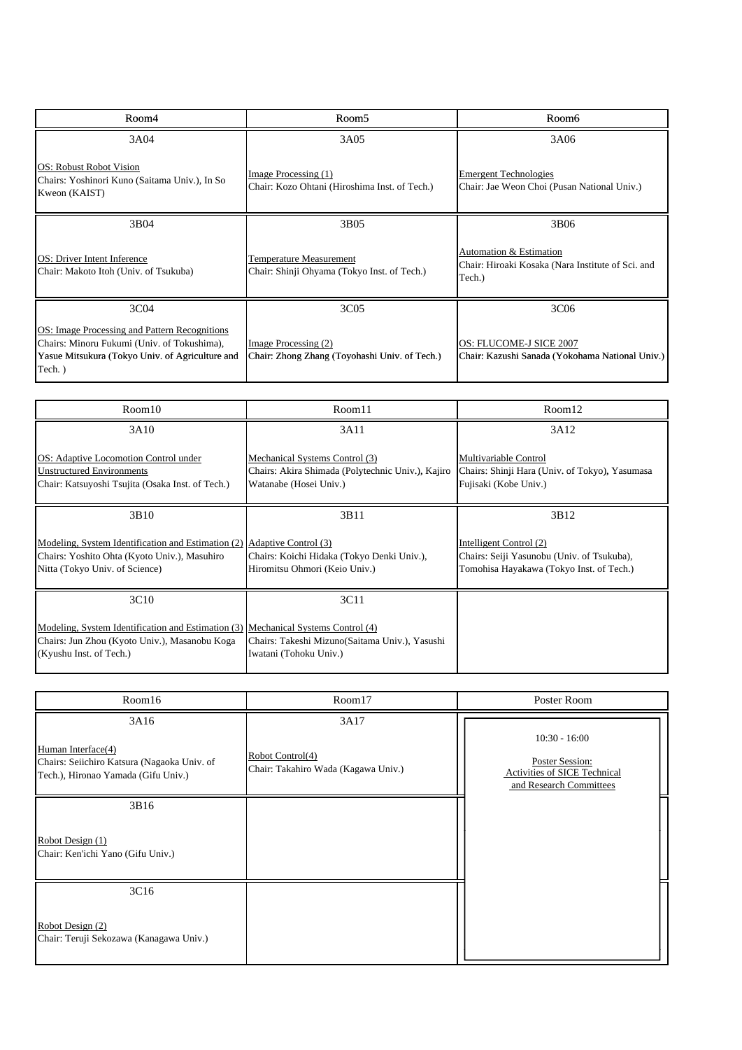| Room4 | Room5 | Room6 |
| --- | --- | --- |
| 3A04<br><br>OS: Robust Robot Vision<br>Chairs: Yoshinori Kuno (Saitama Univ.), In So Kweon (KAIST) | 3A05<br><br>Image Processing (1)<br>Chair: Kozo Ohtani (Hiroshima Inst. of Tech.) | 3A06<br><br>Emergent Technologies<br>Chair: Jae Weon Choi (Pusan National Univ.) |
| 3B04<br><br>OS: Driver Intent Inference<br>Chair: Makoto Itoh (Univ. of Tsukuba) | 3B05<br><br>Temperature Measurement<br>Chair: Shinji Ohyama (Tokyo Inst. of Tech.) | 3B06<br><br>Automation & Estimation<br>Chair: Hiroaki Kosaka (Nara Institute of Sci. and Tech.) |
| 3C04<br><br>OS: Image Processing and Pattern Recognitions<br>Chairs: Minoru Fukumi (Univ. of Tokushima), Yasue Mitsukura (Tokyo Univ. of Agriculture and Tech. ) | 3C05<br><br>Image Processing (2)<br>Chair: Zhong Zhang (Toyohashi Univ. of Tech.) | 3C06<br><br>OS: FLUCOME-J SICE 2007<br>Chair: Kazushi Sanada (Yokohama National Univ.) |

| Room10 | Room11 | Room12 |
| --- | --- | --- |
| 3A10<br><br>OS: Adaptive Locomotion Control under Unstructured Environments<br>Chair: Katsuyoshi Tsujita (Osaka Inst. of Tech.) | 3A11<br><br>Mechanical Systems Control (3)<br>Chairs: Akira Shimada (Polytechnic Univ.), Kajiro Watanabe (Hosei Univ.) | 3A12<br><br>Multivariable Control<br>Chairs: Shinji Hara (Univ. of Tokyo), Yasumasa Fujisaki (Kobe Univ.) |
| 3B10<br><br>Modeling, System Identification and Estimation (2)<br>Chairs: Yoshito Ohta (Kyoto Univ.), Masuhiro Nitta (Tokyo Univ. of Science) | 3B11<br><br>Adaptive Control (3)<br>Chairs: Koichi Hidaka (Tokyo Denki Univ.), Hiromitsu Ohmori (Keio Univ.) | 3B12<br><br>Intelligent Control (2)<br>Chairs: Seiji Yasunobu (Univ. of Tsukuba), Tomohisa Hayakawa (Tokyo Inst. of Tech.) |
| 3C10<br><br>Modeling, System Identification and Estimation (3)<br>Chairs: Jun Zhou (Kyoto Univ.), Masanobu Koga (Kyushu Inst. of Tech.) | 3C11<br><br>Mechanical Systems Control (4)<br>Chairs: Takeshi Mizuno(Saitama Univ.), Yasushi Iwatani (Tohoku Univ.) | |

| Room16 | Room17 | Poster Room |
| --- | --- | --- |
| 3A16<br><br>Human Interface(4)<br>Chairs: Seiichiro Katsura (Nagaoka Univ. of Tech.), Hironao Yamada (Gifu Univ.) | 3A17<br><br>Robot Control(4)<br>Chair: Takahiro Wada (Kagawa Univ.) | 10:30 - 16:00<br><br>Poster Session:<br>Activities of SICE Technical and Research Committees |
| 3B16<br><br>Robot Design (1)<br>Chair: Ken'ichi Yano (Gifu Univ.) | | |
| 3C16<br><br>Robot Design (2)<br>Chair: Teruji Sekozawa (Kanagawa Univ.) | | |